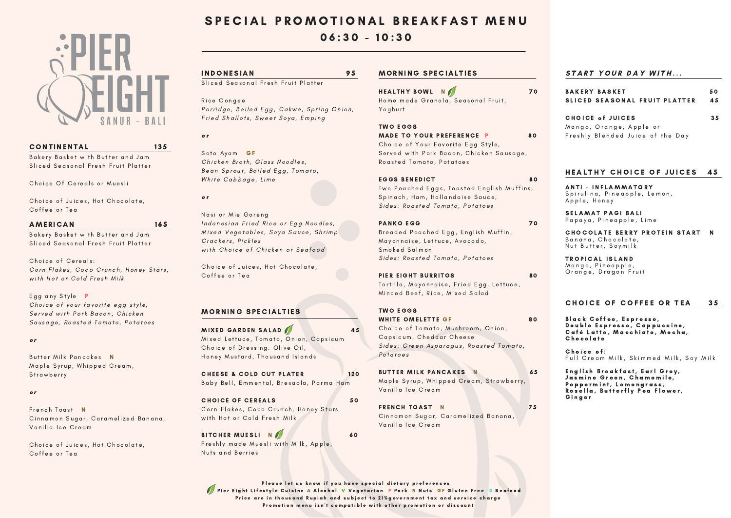# PIER EIGHT
SANUR - BALI

# SPECIAL PROMOTIONAL BREAKFAST MENU

## 06:30 - 10:30

## CONTINENTAL 135

Bakery Basket with Butter and Jam
Sliced Seasonal Fresh Fruit Platter

Choice Of Cereals or Muesli

Choice of Juices, Hot Chocolate, Coffee or Tea

## AMERICAN 165

Bakery Basket with Butter and Jam
Sliced Seasonal Fresh Fruit Platter

Choice of Cereals:
*Corn Flakes, Coco Crunch, Honey Stars, with Hot or Cold Fresh Milk*

Egg any Style P
*Choice of your favorite egg style, Served with Pork Bacon, Chicken Sausage, Roasted Tomato, Potatoes*

***or***

Butter Milk Pancakes N
Maple Syrup, Whipped Cream, Strawberry

***or***

French Toast N
Cinnamon Sugar, Caramelized Banana, Vanilla Ice Cream

Choice of Juices, Hot Chocolate, Coffee or Tea

## INDONESIAN 95

Sliced Seasonal Fresh Fruit Platter

Rice Congee
*Porridge, Boiled Egg, Cakwe, Spring Onion, Fried Shallots, Sweet Soya, Emping*

***or***

Soto Ayam GF
*Chicken Broth, Glass Noodles, Bean Sprout, Boiled Egg, Tomato, White Cabbage, Lime*

***or***

Nasi or Mie Goreng
*Indonesian Fried Rice or Egg Noodles, Mixed Vegetables, Soya Sauce, Shrimp Crackers, Pickles with Choice of Chicken or Seafood*

Choice of Juices, Hot Chocolate, Coffee or Tea

## MORNING SPECIALTIES

**MIXED GARDEN SALAD** 45
Mixed Lettuce, Tomato, Onion, Capsicum
Choice of Dressing: Olive Oil, Honey Mustard, Thousand Islands

**CHEESE & COLD CUT PLATER** 120
Baby Bell, Emmental, Bresaola, Parma Ham

**CHOICE OF CEREALS** 50
Corn Flakes, Coco Crunch, Honey Stars with Hot or Cold Fresh Milk

**BITCHER MUESLI** N 60
Freshly made Muesli with Milk, Apple, Nuts and Berries

## MORNING SPECIALTIES

**HEALTHY BOWL** N 70
Home made Granola, Seasonal Fruit, Yoghurt

**TWO EGGS MADE TO YOUR PREFERENCE** P 80
Choice of Your Favorite Egg Style, Served with Pork Bacon, Chicken Sausage, Roasted Tomato, Potatoes

**EGGS BENEDICT** 80
Two Poached Eggs, Toasted English Muffins, Spinach, Ham, Hollandaise Sauce,
*Sides: Roasted Tomato, Potatoes*

**PANKO EGG** 70
Breaded Poached Egg, English Muffin, Mayonnaise, Lettuce, Avocado, Smoked Salmon
*Sides: Roasted Tomato, Potatoes*

**PIER EIGHT BURRITOS** 80
Tortilla, Mayonnaise, Fried Egg, Lettuce, Minced Beef, Rice, Mixed Salad

**TWO EGGS WHITE OMELETTE** GF 80
Choice of Tomato, Mushroom, Onion, Capsicum, Cheddar Cheese
*Sides: Green Asparagus, Roasted Tomato, Potatoes*

**BUTTER MILK PANCAKES** N 65
Maple Syrup, Whipped Cream, Strawberry, Vanilla Ice Cream

**FRENCH TOAST** N 75
Cinnamon Sugar, Caramelized Banana, Vanilla Ice Cream

## *START YOUR DAY WITH...*

**BAKERY BASKET** 50
**SLICED SEASONAL FRUIT PLATTER** 45

**CHOICE of JUICES** 35
Mango, Orange, Apple or Freshly Blended Juice of the Day

## HEALTHY CHOICE OF JUICES 45

**ANTI - INFLAMMATORY**
Spirulina, Pineapple, Lemon, Apple, Honey

**SELAMAT PAGI BALI**
Papaya, Pineapple, Lime

**CHOCOLATE BERRY PROTEIN START** N
Banana, Chocolate, Nut Butter, Soymilk

**TROPICAL ISLAND**
Mango, Pineapple, Orange, Dragon Fruit

## CHOICE OF COFFEE OR TEA 35

**Black Coffee, Espresso, Double Espresso, Cappuccino, Café Latte, Macchiato, Mocha, Chocolate**

**Choice of:**
Full Cream Milk, Skimmed Milk, Soy Milk

**English Breakfast, Earl Grey, Jasmine Green, Chamomile, Peppermint, Lemongrass, Rosella, Butterfly Pea Flower, Ginger**

---

**Please let us know if you have special dietary preferences**
**Pier Eight Lifestyle Cuisine A Alcohol V Vegetarian P Pork N Nuts GF Gluten Free S Seafood**
**Price are in thousand Rupiah and subject to 21%government tax and service charge**
**Promotion menu isn't compatible with other promotion or discount**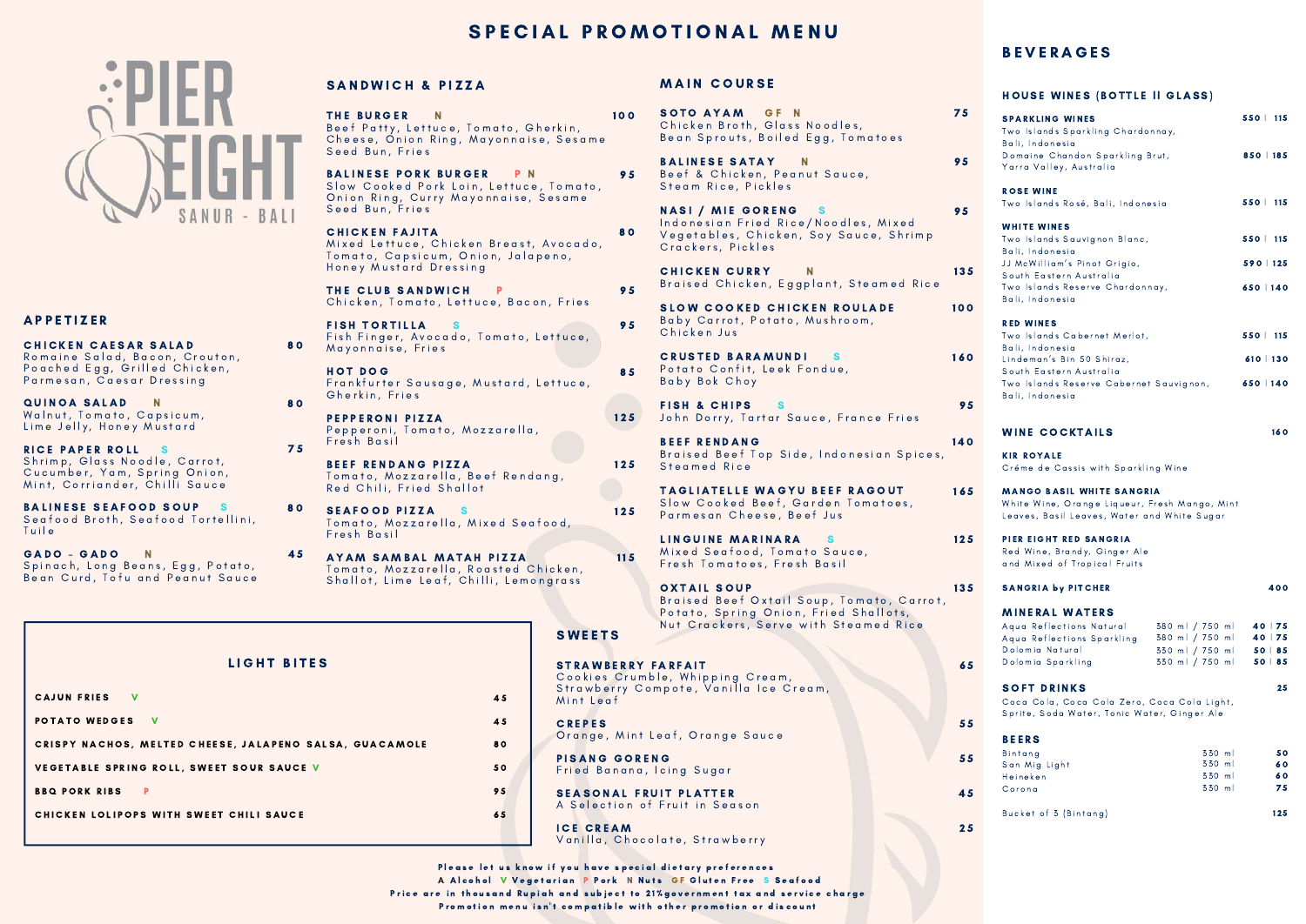# SPECIAL PROMOTIONAL MENU

PIER EIGHT
SANUR - BALI

## APPETIZER

**CHICKEN CAESAR SALAD** — 80
Romaine Salad, Bacon, Crouton, Poached Egg, Grilled Chicken, Parmesan, Caesar Dressing

**QUINOA SALAD** N — 80
Walnut, Tomato, Capsicum, Lime Jelly, Honey Mustard

**RICE PAPER ROLL** S — 75
Shrimp, Glass Noodle, Carrot, Cucumber, Yam, Spring Onion, Mint, Corriander, Chilli Sauce

**BALINESE SEAFOOD SOUP** S — 80
Seafood Broth, Seafood Tortellini, Tuile

**GADO - GADO** N — 45
Spinach, Long Beans, Egg, Potato, Bean Curd, Tofu and Peanut Sauce

## SANDWICH & PIZZA

**THE BURGER** N — 100
Beef Patty, Lettuce, Tomato, Gherkin, Cheese, Onion Ring, Mayonnaise, Sesame Seed Bun, Fries

**BALINESE PORK BURGER** P N — 95
Slow Cooked Pork Loin, Lettuce, Tomato, Onion Ring, Curry Mayonnaise, Sesame Seed Bun, Fries

**CHICKEN FAJITA** — 80
Mixed Lettuce, Chicken Breast, Avocado, Tomato, Capsicum, Onion, Jalapeno, Honey Mustard Dressing

**THE CLUB SANDWICH** P — 95
Chicken, Tomato, Lettuce, Bacon, Fries

**FISH TORTILLA** S — 95
Fish Finger, Avocado, Tomato, Lettuce, Mayonnaise, Fries

**HOT DOG** — 85
Frankfurter Sausage, Mustard, Lettuce, Gherkin, Fries

**PEPPERONI PIZZA** — 125
Pepperoni, Tomato, Mozzarella, Fresh Basil

**BEEF RENDANG PIZZA** — 125
Tomato, Mozzarella, Beef Rendang, Red Chili, Fried Shallot

**SEAFOOD PIZZA** S — 125
Tomato, Mozzarella, Mixed Seafood, Fresh Basil

**AYAM SAMBAL MATAH PIZZA** — 115
Tomato, Mozzarella, Roasted Chicken, Shallot, Lime Leaf, Chilli, Lemongrass

## MAIN COURSE

**SOTO AYAM** GF N — 75
Chicken Broth, Glass Noodles, Bean Sprouts, Boiled Egg, Tomatoes

**BALINESE SATAY** N — 95
Beef & Chicken, Peanut Sauce, Steam Rice, Pickles

**NASI / MIE GORENG** S — 95
Indonesian Fried Rice/Noodles, Mixed Vegetables, Chicken, Soy Sauce, Shrimp Crackers, Pickles

**CHICKEN CURRY** N — 135
Braised Chicken, Eggplant, Steamed Rice

**SLOW COOKED CHICKEN ROULADE** — 100
Baby Carrot, Potato, Mushroom, Chicken Jus

**CRUSTED BARAMUNDI** S — 160
Potato Confit, Leek Fondue, Baby Bok Choy

**FISH & CHIPS** S — 95
John Dorry, Tartar Sauce, France Fries

**BEEF RENDANG** — 140
Braised Beef Top Side, Indonesian Spices, Steamed Rice

**TAGLIATELLE WAGYU BEEF RAGOUT** — 165
Slow Cooked Beef, Garden Tomatoes, Parmesan Cheese, Beef Jus

**LINGUINE MARINARA** S — 125
Mixed Seafood, Tomato Sauce, Fresh Tomatoes, Fresh Basil

**OXTAIL SOUP** — 135
Braised Beef Oxtail Soup, Tomato, Carrot, Potato, Spring Onion, Fried Shallots, Nut Crackers, Serve with Steamed Rice

## LIGHT BITES

| Item | Price |
|---|---|
| CAJUN FRIES V | 45 |
| POTATO WEDGES V | 45 |
| CRISPY NACHOS, MELTED CHEESE, JALAPENO SALSA, GUACAMOLE | 80 |
| VEGETABLE SPRING ROLL, SWEET SOUR SAUCE V | 50 |
| BBQ PORK RIBS P | 95 |
| CHICKEN LOLIPOPS WITH SWEET CHILI SAUCE | 65 |

## SWEETS

**STRAWBERRY FARFAIT** — 65
Cookies Crumble, Whipping Cream, Strawberry Compote, Vanilla Ice Cream, Mint Leaf

**CREPES** — 55
Orange, Mint Leaf, Orange Sauce

**PISANG GORENG** — 55
Fried Banana, Icing Sugar

**SEASONAL FRUIT PLATTER** — 45
A Selection of Fruit in Season

**ICE CREAM** — 25
Vanilla, Chocolate, Strawberry

## BEVERAGES

### HOUSE WINES (BOTTLE || GLASS)

**SPARKLING WINES**

| Wine | Bottle | Glass |
|---|---|---|
| Two Islands Sparkling Chardonnay, Bali, Indonesia | 550 | 115 |
| Domaine Chandon Sparkling Brut, Yarra Valley, Australia | 850 | 185 |

**ROSE WINE**

| Wine | Bottle | Glass |
|---|---|---|
| Two Islands Rosé, Bali, Indonesia | 550 | 115 |

**WHITE WINES**

| Wine | Bottle | Glass |
|---|---|---|
| Two Islands Sauvignon Blanc, Bali, Indonesia | 550 | 115 |
| JJ McWilliam's Pinot Grigio, South Eastern Australia | 590 | 125 |
| Two Islands Reserve Chardonnay, Bali, Indonesia | 650 | 140 |

**RED WINES**

| Wine | Bottle | Glass |
|---|---|---|
| Two Islands Cabernet Merlot, Bali, Indonesia | 550 | 115 |
| Lindeman's Bin 50 Shiraz, South Eastern Australia | 610 | 130 |
| Two Islands Reserve Cabernet Sauvignon, Bali, Indonesia | 650 | 140 |

### WINE COCKTAILS — 160

**KIR ROYALE**
Créme de Cassis with Sparkling Wine

**MANGO BASIL WHITE SANGRIA**
White Wine, Orange Liqueur, Fresh Mango, Mint Leaves, Basil Leaves, Water and White Sugar

**PIER EIGHT RED SANGRIA**
Red Wine, Brandy, Ginger Ale and Mixed of Tropical Fruits

**SANGRIA by PITCHER** — 400

### MINERAL WATERS

| Water | Size | Price |
|---|---|---|
| Aqua Reflections Natural | 380 ml / 750 ml | 40 \| 75 |
| Aqua Reflections Sparkling | 380 ml / 750 ml | 40 \| 75 |
| Dolomia Natural | 330 ml / 750 ml | 50 \| 85 |
| Dolomia Sparkling | 330 ml / 750 ml | 50 \| 85 |

### SOFT DRINKS — 25
Coca Cola, Coca Cola Zero, Coca Cola Light, Sprite, Soda Water, Tonic Water, Ginger Ale

### BEERS

| Beer | Size | Price |
|---|---|---|
| Bintang | 330 ml | 50 |
| San Mig Light | 330 ml | 60 |
| Heineken | 330 ml | 60 |
| Corona | 330 ml | 75 |
| Bucket of 3 (Bintang) | | 125 |

Please let us know if you have special dietary preferences
A Alcohol V Vegetarian P Pork N Nuts GF Gluten Free S Seafood
Price are in thousand Rupiah and subject to 21%government tax and service charge
Promotion menu isn't compatible with other promotion or discount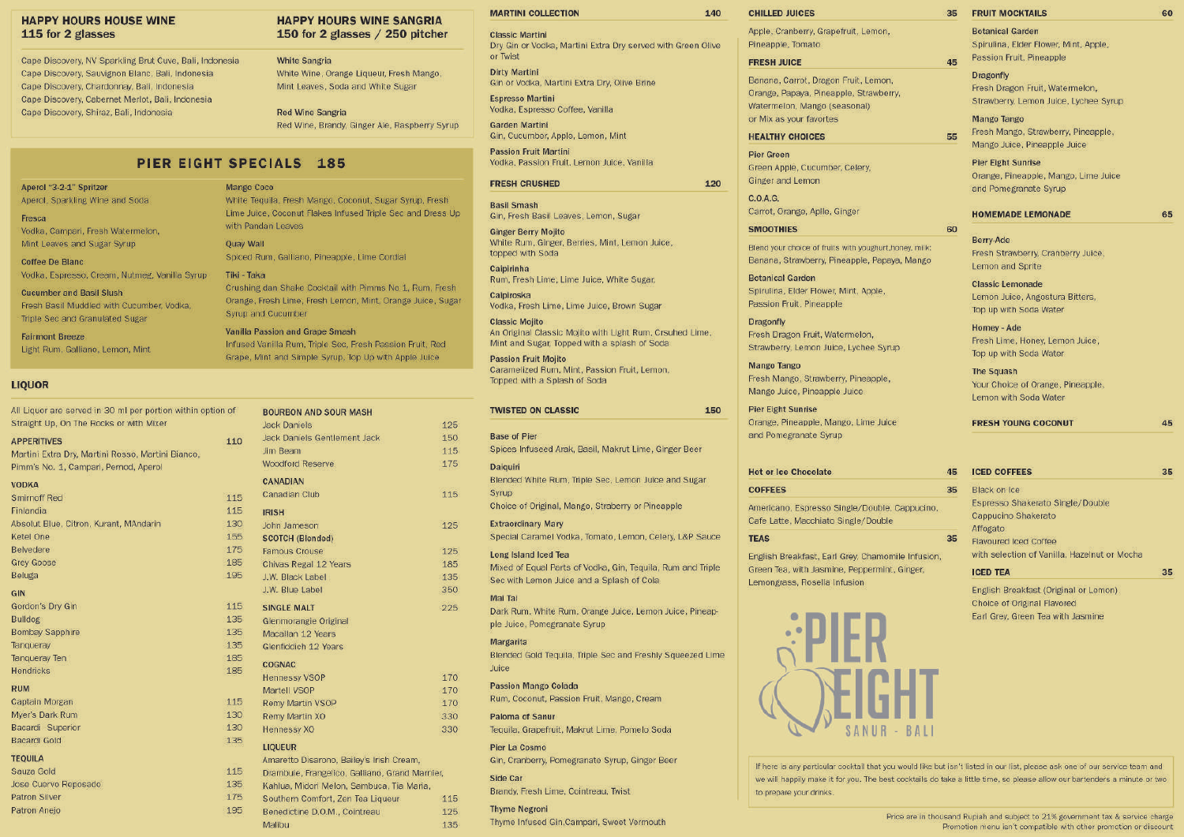## HAPPY HOURS HOUSE WINE
**115 for 2 glasses**

- Cape Discovery, NV Sparkling Brut Cuve, Bali, Indonesia
- Cape Discovery, Sauvignon Blanc, Bali, Indonesia
- Cape Discovery, Chardonnay, Bali, Indonesia
- Cape Discovery, Cabernet Merlot, Bali, Indonesia
- Cape Discovery, Shiraz, Bali, Indonesia

## HAPPY HOURS WINE SANGRIA
**150 for 2 glasses / 250 pitcher**

**White Sangria**
White Wine, Orange Liqueur, Fresh Mango, Mint Leaves, Soda and White Sugar

**Red Wine Sangria**
Red Wine, Brandy, Ginger Ale, Raspberry Syrup

## PIER EIGHT SPECIALS 185

**Aperol "3-2-1" Spritzer**
Aperol, Sparkling Wine and Soda

**Fresca**
Vodka, Campari, Fresh Watermelon, Mint Leaves and Sugar Syrup

**Coffee De Blanc**
Vodka, Espresso, Cream, Nutmeg, Vanilla Syrup

**Cucumber and Basil Slush**
Fresh Basil Muddled with Cucumber, Vodka, Triple Sec and Granulated Sugar

**Fairmont Breeze**
Light Rum, Galliano, Lemon, Mint

**Mango Coco**
White Tequila, Fresh Mango, Coconut, Sugar Syrup, Fresh Lime Juice, Coconut Flakes Infused Triple Sec and Dress Up with Pandan Leaves

**Quay Wall**
Spiced Rum, Galliano, Pineapple, Lime Cordial

**Tiki - Taka**
Crushing dan Shake Cocktail with Pimms No 1, Rum, Fresh Orange, Fresh Lime, Fresh Lemon, Mint, Orange Juice, Sugar Syrup and Cucumber

**Vanilla Passion and Grape Smash**
Infused Vanilla Rum, Triple Sec, Fresh Passion Fruit, Red Grape, Mint and Simple Syrup, Top Up with Apple Juice

## LIQUOR

All Liquor are served in 30 ml per portion within option of Straight Up, On The Rocks or with Mixer

### APPERITIVES 110
Martini Extra Dry, Martini Rosso, Martini Bianco, Pimm's No. 1, Campari, Pernod, Aperol

### VODKA
| Item | Price |
|---|---|
| Smirnoff Red | 115 |
| Finlandia | 115 |
| Absolut Blue, Citron, Kurant, MAndarin | 130 |
| Ketel One | 155 |
| Belvedere | 175 |
| Grey Goose | 185 |
| Beluga | 195 |

### GIN
| Item | Price |
|---|---|
| Gordon's Dry Gin | 115 |
| Bulldog | 135 |
| Bombay Sapphire | 135 |
| Tanqueray | 135 |
| Tenqueray Ten | 185 |
| Hendricks | 185 |

### RUM
| Item | Price |
|---|---|
| Captain Morgan | 115 |
| Myer's Dark Rum | 130 |
| Bacardi Superior | 130 |
| Bacardi Gold | 135 |

### TEQUILA
| Item | Price |
|---|---|
| Sauza Gold | 115 |
| Jose Cuervo Reposado | 135 |
| Patron Silver | 175 |
| Patron Anejo | 195 |

### BOURBON AND SOUR MASH
| Item | Price |
|---|---|
| Jack Daniels | 125 |
| Jack Daniels Gentlement Jack | 150 |
| Jim Beam | 115 |
| Woodford Reserve | 175 |

### CANADIAN
| Item | Price |
|---|---|
| Canadian Club | 115 |

### IRISH
| Item | Price |
|---|---|
| John Jameson | 125 |

### SCOTCH (Blended)
| Item | Price |
|---|---|
| Famous Grouse | 125 |
| Chivas Regal 12 Years | 185 |
| J.W. Black Label | 135 |
| J.W. Blue Label | 350 |

### SINGLE MALT 225
Glenmorangie Original
Macallan 12 Years
Glenfiddich 12 Years

### COGNAC
| Item | Price |
|---|---|
| Hennessy VSOP | 170 |
| Martell VSOP | 170 |
| Remy Martin VSOP | 170 |
| Remy Martin XO | 330 |
| Hennessy XO | 330 |

### LIQUEUR
| Item | Price |
|---|---|
| Amaretto Disarono, Bailey's Irish Cream, Drambuie, Frangelico, Galliano, Grand Marnier, Kahlua, Midori Melon, Sembuca, Tia Maria, Southern Comfort, Zen Tea Liqueur | 115 |
| Benedictine D.O.M., Cointreau | 125 |
| Malibu | 135 |

## MARTINI COLLECTION 140

**Classic Martini**
Dry Gin or Vodka, Martini Extra Dry served with Green Olive or Twist

**Dirty Martini**
Gin or Vodka, Martini Extra Dry, Olive Brine

**Espresso Martini**
Vodka, Espresso Coffee, Vanilla

**Garden Martini**
Gin, Cucumber, Apple, Lemon, Mint

**Passion Fruit Martini**
Vodka, Passion Fruit, Lemon Juice, Vanilla

## FRESH CRUSHED 120

**Basil Smash**
Gin, Fresh Basil Leaves, Lemon, Sugar

**Ginger Berry Mojito**
White Rum, Ginger, Berries, Mint, Lemon Juice, topped with Soda

**Caipirinha**
Rum, Fresh Lime, Lime Juice, White Sugar

**Caipiroska**
Vodka, Fresh Lime, Lime Juice, Brown Sugar

**Classic Mojito**
An Original Classic Mojito with Light Rum, Crsuhed Lime, Mint and Sugar, Topped with a splash of Soda

**Passion Fruit Mojito**
Caramelized Rum, Mint, Passion Fruit, Lemon, Topped with a Splash of Soda

## TWISTED ON CLASSIC 150

**Base of Pier**
Spices Infused Arak, Basil, Makrut Lime, Ginger Beer

**Daiquiri**
Blended White Rum, Triple Sec, Lemon Juice and Sugar Syrup
Choice of Original, Mango, Straberry or Pineapple

**Extraordinary Mary**
Special Caramel Vodka, Tomato, Lemon, Celery, L&P Sauce

**Long Island Iced Tea**
Mixed of Equal Parts of Vodka, Gin, Tequila, Rum and Triple Sec with Lemon Juice and a Splash of Cola

**Mai Tai**
Dark Rum, White Rum, Orange Juice, Lemon Juice, Pineapple Juice, Pomegranate Syrup

**Margarita**
Blended Gold Tequila, Triple Sec and Freshly Squeezed Lime Juice

**Passion Mango Colada**
Rum, Coconut, Passion Fruit, Mango, Cream

**Paloma of Sanur**
Tequila, Grapefruit, Makrut Lime, Pomelo Soda

**Pier La Cosmo**
Gin, Cranberry, Pomegranate Syrup, Ginger Beer

**Side Car**
Brandy, Fresh Lime, Cointreau, Twist

**Thyme Negroni**
Thyme Infused Gin,Campari, Sweet Vermouth

## CHILLED JUICES 35
Apple, Cranberry, Grapefruit, Lemon, Pineapple, Tomato

## FRESH JUICE 45
Banana, Carrot, Dragon Fruit, Lemon, Orange, Papaya, Pineapple, Strawberry, Watermelon, Mango (seasonal) or Mix as your favorites

## HEALTHY CHOICES 55

**Pier Green**
Green Apple, Cucumber, Celery, Ginger and Lemon

**C.O.A.G.**
Carrot, Orange, Apple, Ginger

## SMOOTHIES 60

Blend your choice of fruits with youghurt,honey, milk: Banana, Strawberry, Pineapple, Papaya, Mango

**Botanical Garden**
Spirulina, Elder Flower, Mint, Apple, Passion Fruit, Pineapple

**Dragonfly**
Fresh Dragon Fruit, Watermelon, Strawberry, Lemon Juice, Lychee Syrup

**Mango Tango**
Fresh Mango, Strawberry, Pineapple, Mango Juice, Pineapple Juice

**Pier Eight Sunrise**
Orange, Pineapple, Mango, Lime Juice and Pomegranate Syrup

## Hot or Ice Chocolate 45

## COFFEES 35
Americano, Espresso Single/Double, Cappucino, Cafe Latte, Macchiato Single/Double

## TEAS 35
English Breakfast, Earl Grey, Chamomile Infusion, Green Tea, with Jasmine, Peppermint, Ginger, Lemongress, Rosella Infusion

## FRUIT MOCKTAILS 60

**Botanical Garden**
Spirulina, Elder Flower, Mint, Apple, Passion Fruit, Pineapple

**Dragonfly**
Fresh Dragon Fruit, Watermelon, Strawberry, Lemon Juice, Lychee Syrup

**Mango Tango**
Fresh Mango, Strawberry, Pineapple, Mango Juice, Pineapple Juice

**Pier Eight Sunrise**
Orange, Pineapple, Mango, Lime Juice and Pomegranate Syrup

## HOMEMADE LEMONADE 65

**Berry-Ade**
Fresh Strawberry, Cranberry Juice, Lemon and Sprite

**Classic Lemonade**
Lemon Juice, Angostura Bitters, Top up with Soda Water

**Homey - Ade**
Fresh Lime, Honey, Lemon Juice, Top up with Soda Water

**The Squash**
Your Choice of Orange, Pineapple, Lemon with Soda Water

## FRESH YOUNG COCONUT 45

## ICED COFFEES 35
Black on Ice
Espresso Shakerato Single/Double
Cappucino Shakerato
Affogato
Flavoured Iced Coffee
with selection of Vanilla, Hazelnut or Mocha

## ICED TEA 35
English Breakfast (Original or Lemon)
Choice of Original Flavored
Earl Grey, Green Tea with Jasmine

PIER EIGHT
SANUR - BALI

If here is any particular cocktail that you would like but isn't listed in our list, please ask one of our service team and we will happily make it for you. The best cocktails do take a little time, so please allow our bartenders a minute or two to prepare your drinks.

Price are in thousand Rupiah and subject to 21% government tax & service charge
Promotion menu isn't compatible with other promotion or discount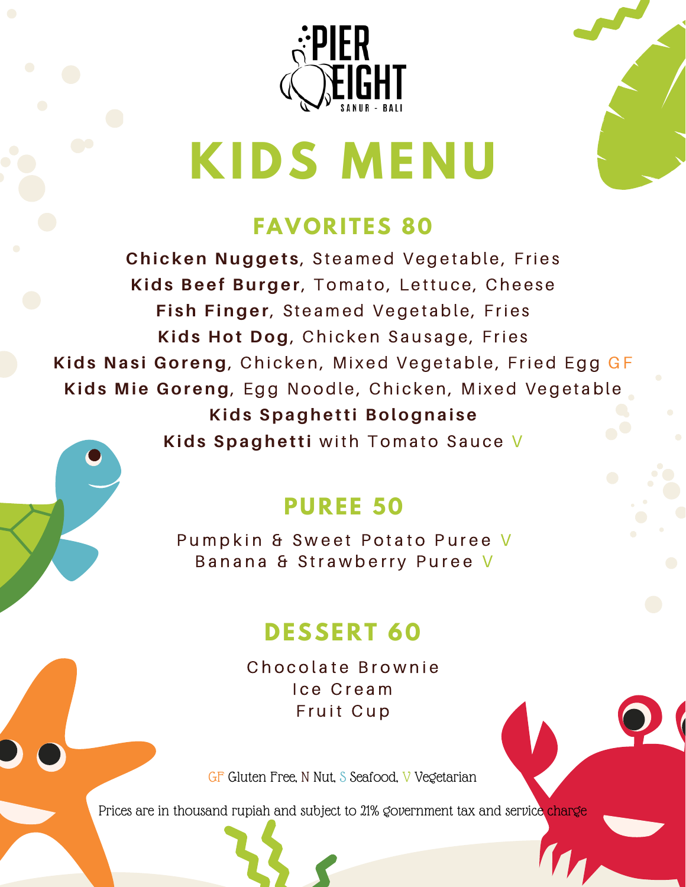# PIER EIGHT

SANUR - BALI

# KIDS MENU

## FAVORITES 80

**Chicken Nuggets**, Steamed Vegetable, Fries
**Kids Beef Burger**, Tomato, Lettuce, Cheese
**Fish Finger**, Steamed Vegetable, Fries
**Kids Hot Dog**, Chicken Sausage, Fries
**Kids Nasi Goreng**, Chicken, Mixed Vegetable, Fried Egg GF
**Kids Mie Goreng**, Egg Noodle, Chicken, Mixed Vegetable
**Kids Spaghetti Bolognaise**
**Kids Spaghetti** with Tomato Sauce V

## PUREE 50

Pumpkin & Sweet Potato Puree V
Banana & Strawberry Puree V

## DESSERT 60

Chocolate Brownie
Ice Cream
Fruit Cup

GF Gluten Free, N Nut, S Seafood, V Vegetarian

Prices are in thousand rupiah and subject to 21% government tax and service charge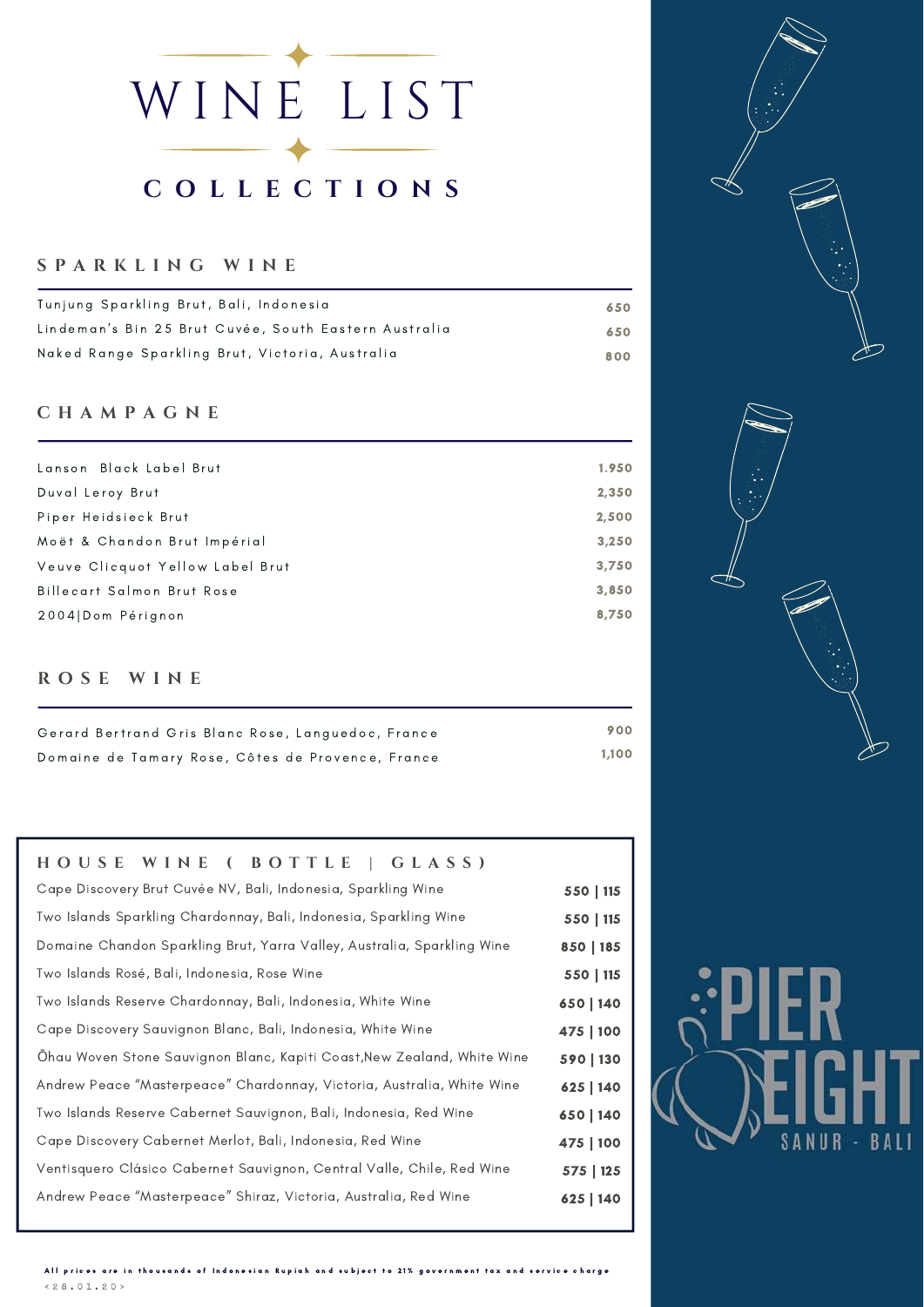# WINE LIST

## COLLECTIONS

### SPARKLING WINE

| | |
|---|---|
| Tunjung Sparkling Brut, Bali, Indonesia | 650 |
| Lindeman's Bin 25 Brut Cuvée, South Eastern Australia | 650 |
| Naked Range Sparkling Brut, Victoria, Australia | 800 |

### CHAMPAGNE

| | |
|---|---|
| Lanson Black Label Brut | 1.950 |
| Duval Leroy Brut | 2,350 |
| Piper Heidsieck Brut | 2,500 |
| Moët & Chandon Brut Impérial | 3,250 |
| Veuve Clicquot Yellow Label Brut | 3,750 |
| Billecart Salmon Brut Rose | 3,850 |
| 2004\|Dom Pérignon | 8,750 |

### ROSE WINE

| | |
|---|---|
| Gerard Bertrand Gris Blanc Rose, Languedoc, France | 900 |
| Domaine de Tamary Rose, Côtes de Provence, France | 1,100 |

### HOUSE WINE ( BOTTLE | GLASS)

| | |
|---|---|
| Cape Discovery Brut Cuvée NV, Bali, Indonesia, Sparkling Wine | 550 \| 115 |
| Two Islands Sparkling Chardonnay, Bali, Indonesia, Sparkling Wine | 550 \| 115 |
| Domaine Chandon Sparkling Brut, Yarra Valley, Australia, Sparkling Wine | 850 \| 185 |
| Two Islands Rosé, Bali, Indonesia, Rose Wine | 550 \| 115 |
| Two Islands Reserve Chardonnay, Bali, Indonesia, White Wine | 650 \| 140 |
| Cape Discovery Sauvignon Blanc, Bali, Indonesia, White Wine | 475 \| 100 |
| Ōhau Woven Stone Sauvignon Blanc, Kapiti Coast,New Zealand, White Wine | 590 \| 130 |
| Andrew Peace "Masterpeace" Chardonnay, Victoria, Australia, White Wine | 625 \| 140 |
| Two Islands Reserve Cabernet Sauvignon, Bali, Indonesia, Red Wine | 650 \| 140 |
| Cape Discovery Cabernet Merlot, Bali, Indonesia, Red Wine | 475 \| 100 |
| Ventisquero Clásico Cabernet Sauvignon, Central Valle, Chile, Red Wine | 575 \| 125 |
| Andrew Peace "Masterpeace" Shiraz, Victoria, Australia, Red Wine | 625 \| 140 |

PIER EIGHT SANUR - BALI

All prices are in thousands of Indonesian Rupiah and subject to 21% government tax and service charge

<28.01.20>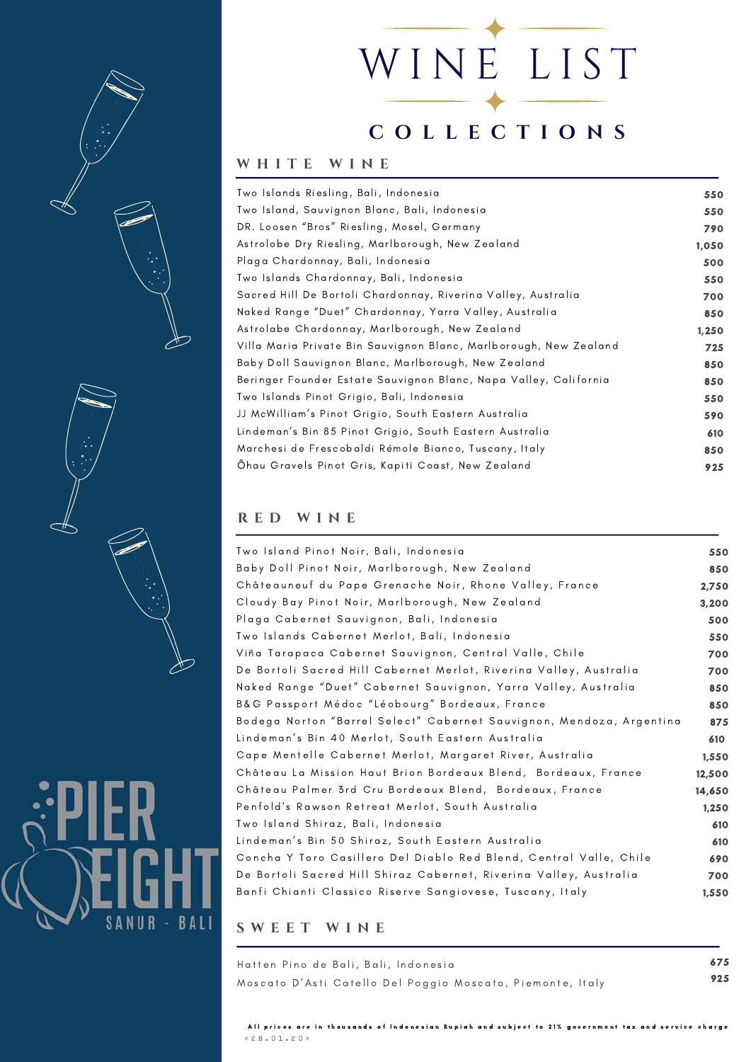# WINE LIST

## COLLECTIONS

### WHITE WINE

| | |
|---|---|
| Two Islands Riesling, Bali, Indonesia | 550 |
| Two Island, Sauvignon Blanc, Bali, Indonesia | 550 |
| DR. Loosen "Bros" Riesling, Mosel, Germany | 790 |
| Astrolobe Dry Riesling, Marlborough, New Zealand | 1,050 |
| Plaga Chardonnay, Bali, Indonesia | 500 |
| Two Islands Chardonnay, Bali, Indonesia | 550 |
| Sacred Hill De Bortoli Chardonnay, Riverina Valley, Australia | 700 |
| Naked Range "Duet" Chardonnay, Yarra Valley, Australia | 850 |
| Astrolabe Chardonnay, Marlborough, New Zealand | 1,250 |
| Villa Maria Private Bin Sauvignon Blanc, Marlborough, New Zealand | 725 |
| Baby Doll Sauvignon Blanc, Marlborough, New Zealand | 850 |
| Beringer Founder Estate Sauvignon Blanc, Napa Valley, California | 850 |
| Two Islands Pinot Grigio, Bali, Indonesia | 550 |
| JJ McWilliam's Pinot Grigio, South Eastern Australia | 590 |
| Lindeman's Bin 85 Pinot Grigio, South Eastern Australia | 610 |
| Marchesi de Frescobaldi Rémole Bianco, Tuscany, Italy | 850 |
| Õhau Gravels Pinot Gris, Kapiti Coast, New Zealand | 925 |

### RED WINE

| | |
|---|---|
| Two Island Pinot Noir, Bali, Indonesia | 550 |
| Baby Doll Pinot Noir, Marlborough, New Zealand | 850 |
| Châteauneuf du Pape Grenache Noir, Rhone Valley, France | 2,750 |
| Cloudy Bay Pinot Noir, Marlborough, New Zealand | 3,200 |
| Plaga Cabernet Sauvignon, Bali, Indonesia | 500 |
| Two Islands Cabernet Merlot, Bali, Indonesia | 550 |
| Viña Tarapaca Cabernet Sauvignon, Central Valle, Chile | 700 |
| De Bortoli Sacred Hill Cabernet Merlot, Riverina Valley, Australia | 700 |
| Naked Range "Duet" Cabernet Sauvignon, Yarra Valley, Australia | 850 |
| B&G Passport Médoc "Léobourg" Bordeaux, France | 850 |
| Bodega Norton "Barrel Select" Cabernet Sauvignon, Mendoza, Argentina | 875 |
| Lindeman's Bin 40 Merlot, South Eastern Australia | 610 |
| Cape Mentelle Cabernet Merlot, Margaret River, Australia | 1,550 |
| Château La Mission Haut Brion Bordeaux Blend, Bordeaux, France | 12,500 |
| Château Palmer 3rd Cru Bordeaux Blend, Bordeaux, France | 14,650 |
| Penfold's Rawson Retreat Merlot, South Australia | 1,250 |
| Two Island Shiraz, Bali, Indonesia | 610 |
| Lindeman's Bin 50 Shiraz, South Eastern Australia | 610 |
| Concha Y Toro Casillero Del Diablo Red Blend, Central Valle, Chile | 690 |
| De Bortoli Sacred Hill Shiraz Cabernet, Riverina Valley, Australia | 700 |
| Banfi Chianti Classico Riserve Sangiovese, Tuscany, Italy | 1,550 |

### SWEET WINE

| | |
|---|---|
| Hatten Pino de Bali, Bali, Indonesia | 675 |
| Moscato D'Asti Catello Del Poggio Moscato, Piemonte, Italy | 925 |

PIER EIGHT
SANUR - BALI

**All prices are in thousands of Indonesian Rupiah and subject to 21% government tax and service charge**

<28.01.20>